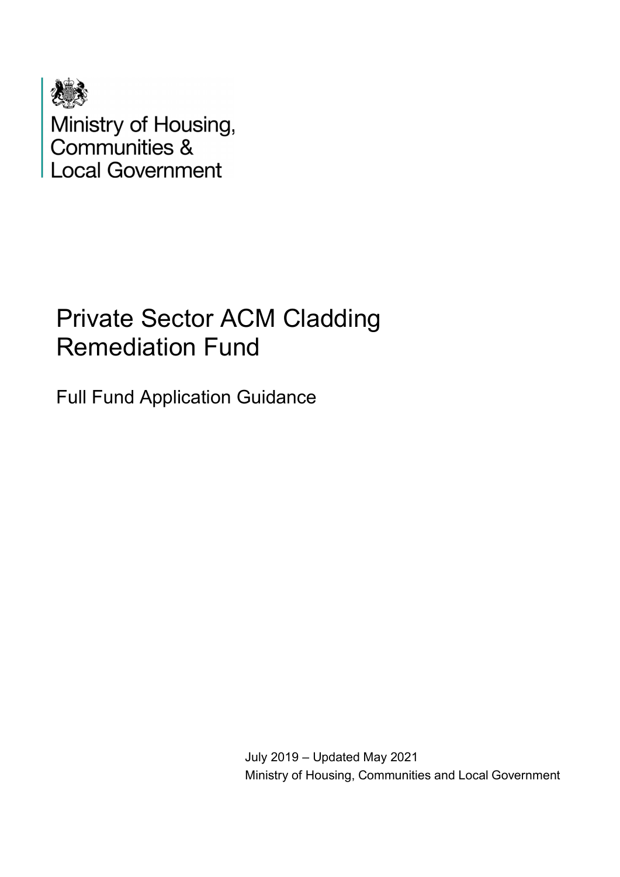Ministry of Housing, Communities & Local Government

# Private Sector ACM Cladding Remediation Fund

## Full Fund Application Guidance

July 2019 – Updated May 2021

Ministry of Housing, Communities and Local Government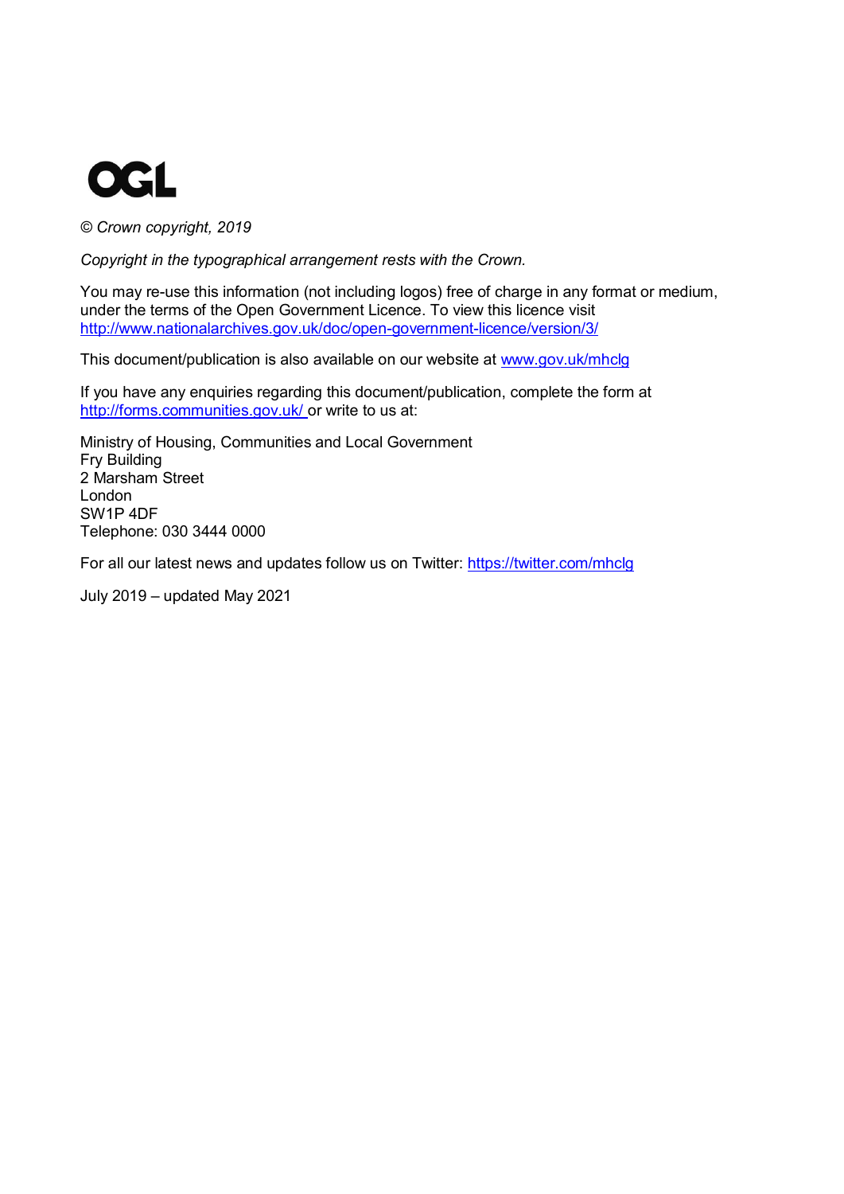OGL

*© Crown copyright, 2019*

*Copyright in the typographical arrangement rests with the Crown.*

You may re-use this information (not including logos) free of charge in any format or medium, under the terms of the Open Government Licence. To view this licence visit http://www.nationalarchives.gov.uk/doc/open-government-licence/version/3/

This document/publication is also available on our website at www.gov.uk/mhclg

If you have any enquiries regarding this document/publication, complete the form at http://forms.communities.gov.uk/ or write to us at:

Ministry of Housing, Communities and Local Government
Fry Building
2 Marsham Street
London
SW1P 4DF
Telephone: 030 3444 0000

For all our latest news and updates follow us on Twitter: https://twitter.com/mhclg

July 2019 – updated May 2021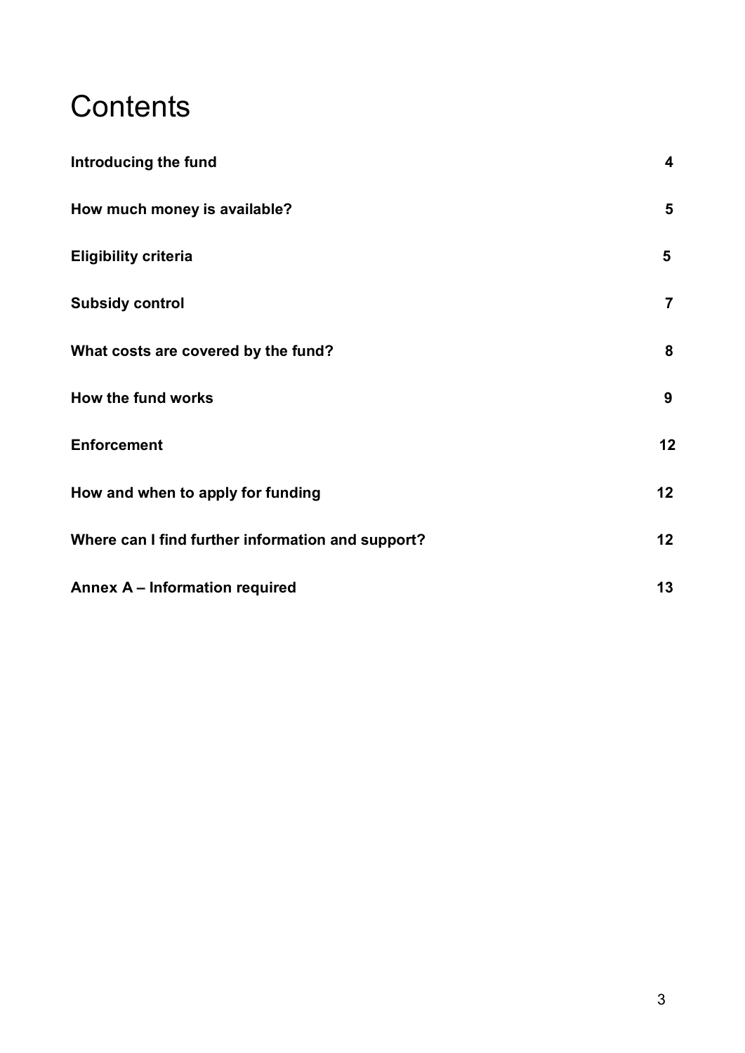# Contents

| | |
|---|---|
| **Introducing the fund** | **4** |
| **How much money is available?** | **5** |
| **Eligibility criteria** | **5** |
| **Subsidy control** | **7** |
| **What costs are covered by the fund?** | **8** |
| **How the fund works** | **9** |
| **Enforcement** | **12** |
| **How and when to apply for funding** | **12** |
| **Where can I find further information and support?** | **12** |
| **Annex A – Information required** | **13** |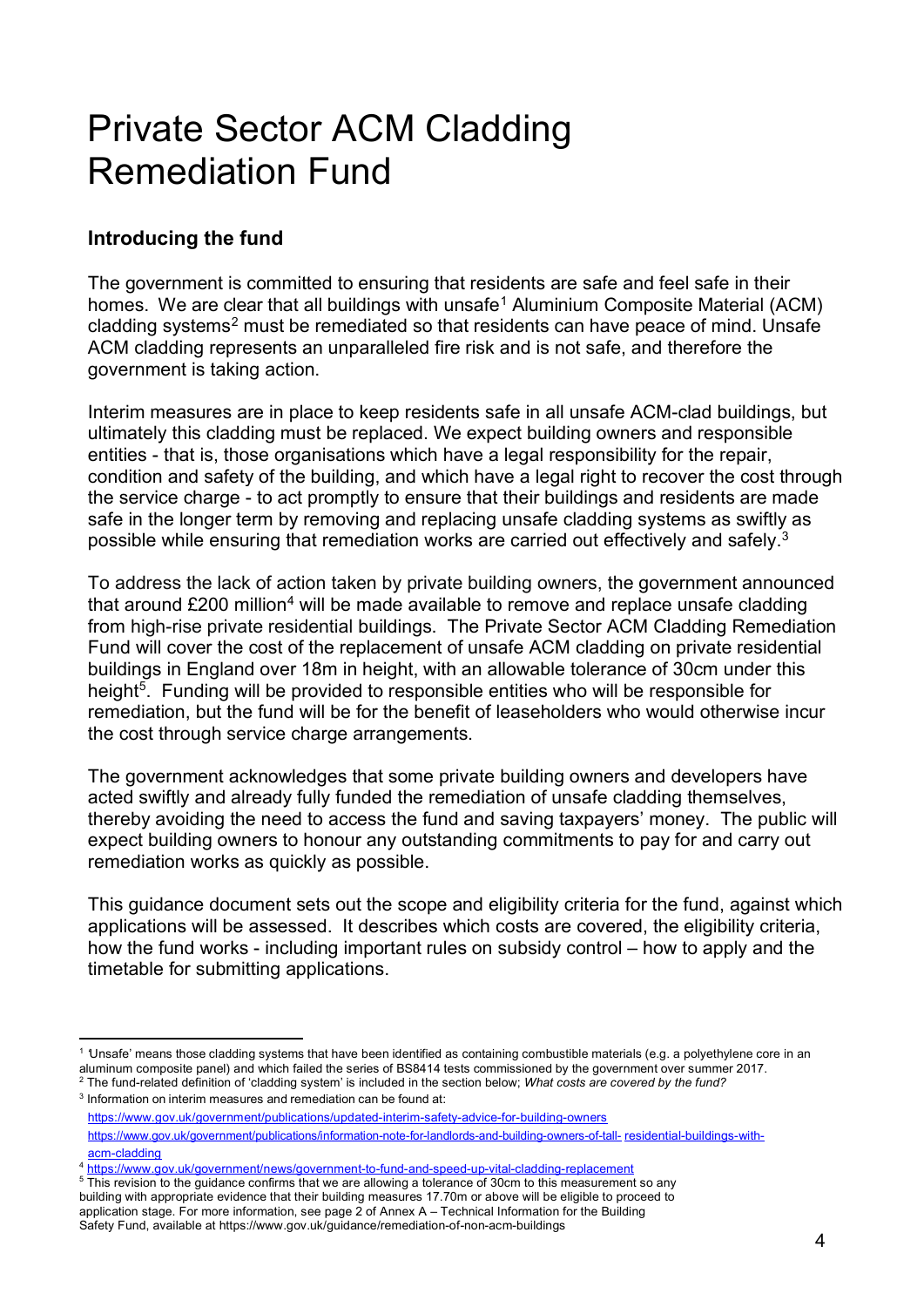# Private Sector ACM Cladding Remediation Fund

## Introducing the fund

The government is committed to ensuring that residents are safe and feel safe in their homes. We are clear that all buildings with unsafe[1] Aluminium Composite Material (ACM) cladding systems[2] must be remediated so that residents can have peace of mind. Unsafe ACM cladding represents an unparalleled fire risk and is not safe, and therefore the government is taking action.

Interim measures are in place to keep residents safe in all unsafe ACM-clad buildings, but ultimately this cladding must be replaced. We expect building owners and responsible entities - that is, those organisations which have a legal responsibility for the repair, condition and safety of the building, and which have a legal right to recover the cost through the service charge - to act promptly to ensure that their buildings and residents are made safe in the longer term by removing and replacing unsafe cladding systems as swiftly as possible while ensuring that remediation works are carried out effectively and safely.[3]

To address the lack of action taken by private building owners, the government announced that around £200 million[4] will be made available to remove and replace unsafe cladding from high-rise private residential buildings. The Private Sector ACM Cladding Remediation Fund will cover the cost of the replacement of unsafe ACM cladding on private residential buildings in England over 18m in height, with an allowable tolerance of 30cm under this height[5]. Funding will be provided to responsible entities who will be responsible for remediation, but the fund will be for the benefit of leaseholders who would otherwise incur the cost through service charge arrangements.

The government acknowledges that some private building owners and developers have acted swiftly and already fully funded the remediation of unsafe cladding themselves, thereby avoiding the need to access the fund and saving taxpayers' money. The public will expect building owners to honour any outstanding commitments to pay for and carry out remediation works as quickly as possible.

This guidance document sets out the scope and eligibility criteria for the fund, against which applications will be assessed. It describes which costs are covered, the eligibility criteria, how the fund works - including important rules on subsidy control – how to apply and the timetable for submitting applications.

---

[1] 'Unsafe' means those cladding systems that have been identified as containing combustible materials (e.g. a polyethylene core in an aluminum composite panel) and which failed the series of BS8414 tests commissioned by the government over summer 2017.

[2] The fund-related definition of 'cladding system' is included in the section below; *What costs are covered by the fund?*

[3] Information on interim measures and remediation can be found at:
https://www.gov.uk/government/publications/updated-interim-safety-advice-for-building-owners
https://www.gov.uk/government/publications/information-note-for-landlords-and-building-owners-of-tall-residential-buildings-with-acm-cladding

[4] https://www.gov.uk/government/news/government-to-fund-and-speed-up-vital-cladding-replacement

[5] This revision to the guidance confirms that we are allowing a tolerance of 30cm to this measurement so any building with appropriate evidence that their building measures 17.70m or above will be eligible to proceed to application stage. For more information, see page 2 of Annex A – Technical Information for the Building Safety Fund, available at https://www.gov.uk/guidance/remediation-of-non-acm-buildings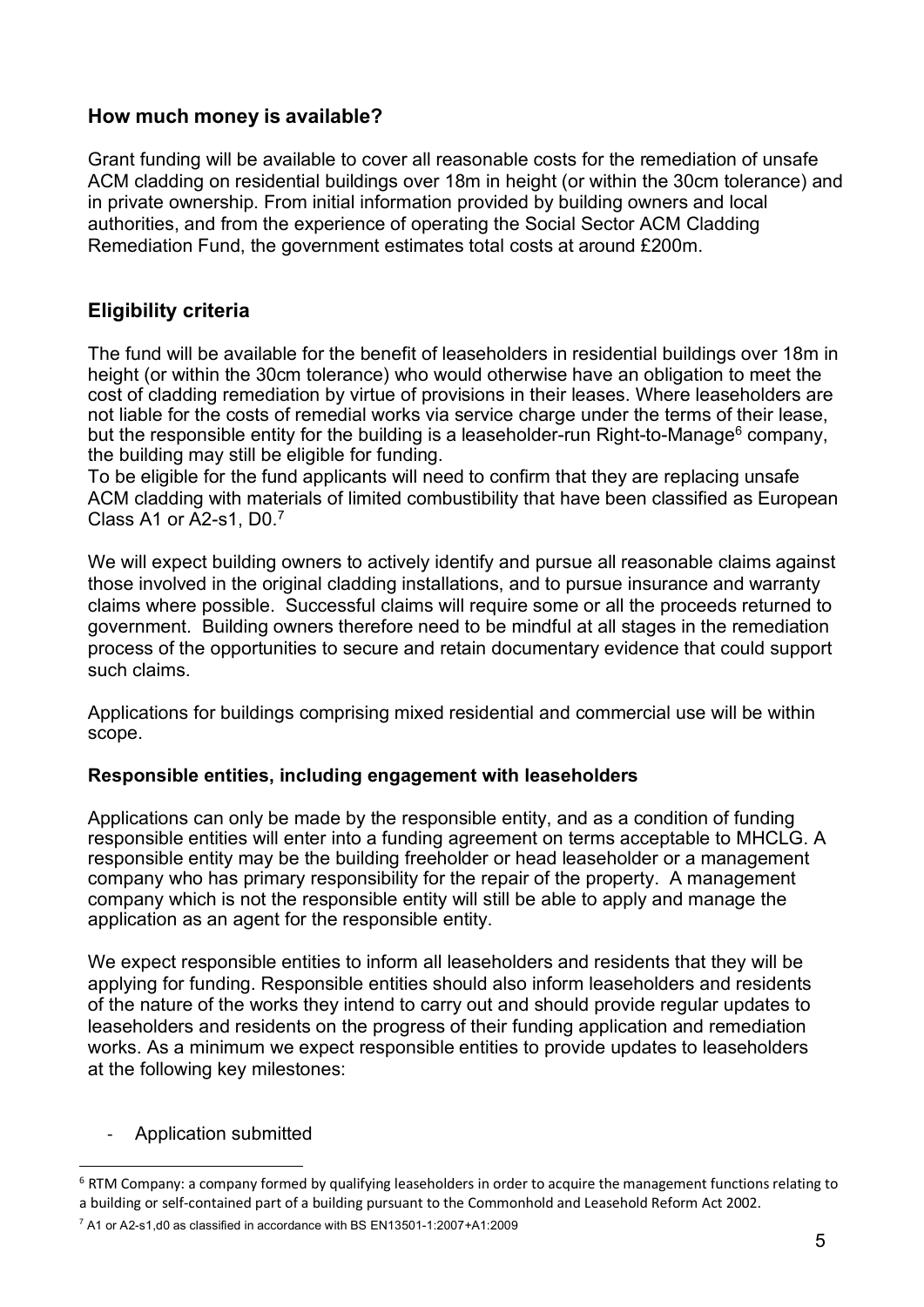## How much money is available?

Grant funding will be available to cover all reasonable costs for the remediation of unsafe ACM cladding on residential buildings over 18m in height (or within the 30cm tolerance) and in private ownership. From initial information provided by building owners and local authorities, and from the experience of operating the Social Sector ACM Cladding Remediation Fund, the government estimates total costs at around £200m.

## Eligibility criteria

The fund will be available for the benefit of leaseholders in residential buildings over 18m in height (or within the 30cm tolerance) who would otherwise have an obligation to meet the cost of cladding remediation by virtue of provisions in their leases. Where leaseholders are not liable for the costs of remedial works via service charge under the terms of their lease, but the responsible entity for the building is a leaseholder-run Right-to-Manage[6] company, the building may still be eligible for funding.

To be eligible for the fund applicants will need to confirm that they are replacing unsafe ACM cladding with materials of limited combustibility that have been classified as European Class A1 or A2-s1, D0.[7]

We will expect building owners to actively identify and pursue all reasonable claims against those involved in the original cladding installations, and to pursue insurance and warranty claims where possible. Successful claims will require some or all the proceeds returned to government. Building owners therefore need to be mindful at all stages in the remediation process of the opportunities to secure and retain documentary evidence that could support such claims.

Applications for buildings comprising mixed residential and commercial use will be within scope.

### Responsible entities, including engagement with leaseholders

Applications can only be made by the responsible entity, and as a condition of funding responsible entities will enter into a funding agreement on terms acceptable to MHCLG. A responsible entity may be the building freeholder or head leaseholder or a management company who has primary responsibility for the repair of the property. A management company which is not the responsible entity will still be able to apply and manage the application as an agent for the responsible entity.

We expect responsible entities to inform all leaseholders and residents that they will be applying for funding. Responsible entities should also inform leaseholders and residents of the nature of the works they intend to carry out and should provide regular updates to leaseholders and residents on the progress of their funding application and remediation works. As a minimum we expect responsible entities to provide updates to leaseholders at the following key milestones:

- Application submitted

[6] RTM Company: a company formed by qualifying leaseholders in order to acquire the management functions relating to a building or self-contained part of a building pursuant to the Commonhold and Leasehold Reform Act 2002.

[7] A1 or A2-s1,d0 as classified in accordance with BS EN13501-1:2007+A1:2009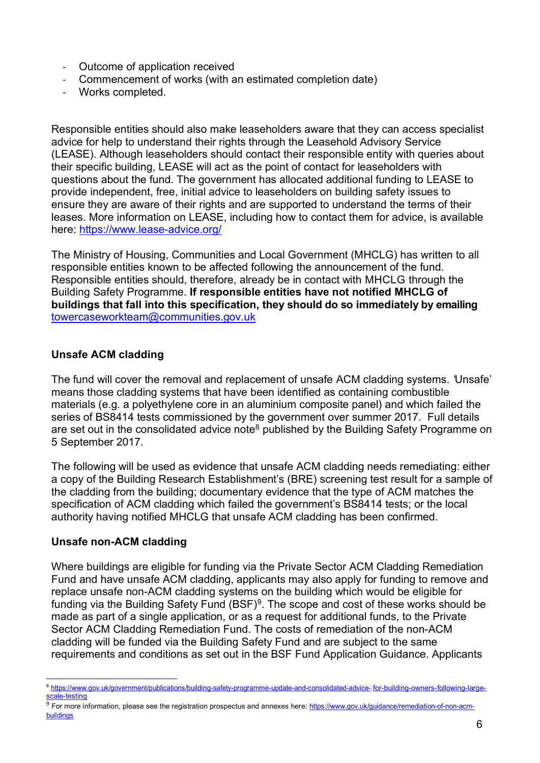- Outcome of application received
- Commencement of works (with an estimated completion date)
- Works completed.

Responsible entities should also make leaseholders aware that they can access specialist advice for help to understand their rights through the Leasehold Advisory Service (LEASE). Although leaseholders should contact their responsible entity with queries about their specific building, LEASE will act as the point of contact for leaseholders with questions about the fund. The government has allocated additional funding to LEASE to provide independent, free, initial advice to leaseholders on building safety issues to ensure they are aware of their rights and are supported to understand the terms of their leases. More information on LEASE, including how to contact them for advice, is available here: https://www.lease-advice.org/

The Ministry of Housing, Communities and Local Government (MHCLG) has written to all responsible entities known to be affected following the announcement of the fund. Responsible entities should, therefore, already be in contact with MHCLG through the Building Safety Programme. **If responsible entities have not notified MHCLG of buildings that fall into this specification, they should do so immediately by emailing** towercaseworkteam@communities.gov.uk

### Unsafe ACM cladding

The fund will cover the removal and replacement of unsafe ACM cladding systems. 'Unsafe' means those cladding systems that have been identified as containing combustible materials (e.g. a polyethylene core in an aluminium composite panel) and which failed the series of BS8414 tests commissioned by the government over summer 2017. Full details are set out in the consolidated advice note[8] published by the Building Safety Programme on 5 September 2017.

The following will be used as evidence that unsafe ACM cladding needs remediating: either a copy of the Building Research Establishment's (BRE) screening test result for a sample of the cladding from the building; documentary evidence that the type of ACM matches the specification of ACM cladding which failed the government's BS8414 tests; or the local authority having notified MHCLG that unsafe ACM cladding has been confirmed.

### Unsafe non-ACM cladding

Where buildings are eligible for funding via the Private Sector ACM Cladding Remediation Fund and have unsafe ACM cladding, applicants may also apply for funding to remove and replace unsafe non-ACM cladding systems on the building which would be eligible for funding via the Building Safety Fund (BSF)[9]. The scope and cost of these works should be made as part of a single application, or as a request for additional funds, to the Private Sector ACM Cladding Remediation Fund. The costs of remediation of the non-ACM cladding will be funded via the Building Safety Fund and are subject to the same requirements and conditions as set out in the BSF Fund Application Guidance. Applicants

---

[8] https://www.gov.uk/government/publications/building-safety-programme-update-and-consolidated-advice-for-building-owners-following-large-scale-testing

[9] For more information, please see the registration prospectus and annexes here: https://www.gov.uk/guidance/remediation-of-non-acm-buildings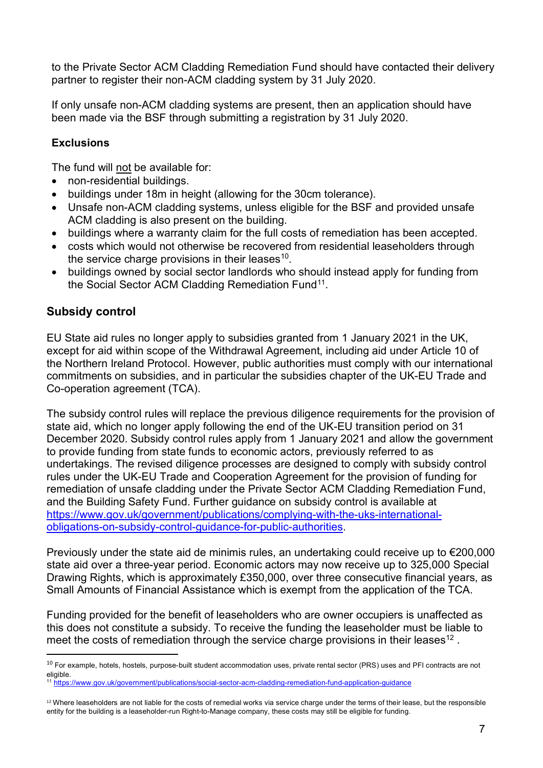to the Private Sector ACM Cladding Remediation Fund should have contacted their delivery partner to register their non-ACM cladding system by 31 July 2020.

If only unsafe non-ACM cladding systems are present, then an application should have been made via the BSF through submitting a registration by 31 July 2020.

**Exclusions**

The fund will not be available for:

- non-residential buildings.
- buildings under 18m in height (allowing for the 30cm tolerance).
- Unsafe non-ACM cladding systems, unless eligible for the BSF and provided unsafe ACM cladding is also present on the building.
- buildings where a warranty claim for the full costs of remediation has been accepted.
- costs which would not otherwise be recovered from residential leaseholders through the service charge provisions in their leases[10].
- buildings owned by social sector landlords who should instead apply for funding from the Social Sector ACM Cladding Remediation Fund[11].

## Subsidy control

EU State aid rules no longer apply to subsidies granted from 1 January 2021 in the UK, except for aid within scope of the Withdrawal Agreement, including aid under Article 10 of the Northern Ireland Protocol. However, public authorities must comply with our international commitments on subsidies, and in particular the subsidies chapter of the UK-EU Trade and Co-operation agreement (TCA).

The subsidy control rules will replace the previous diligence requirements for the provision of state aid, which no longer apply following the end of the UK-EU transition period on 31 December 2020. Subsidy control rules apply from 1 January 2021 and allow the government to provide funding from state funds to economic actors, previously referred to as undertakings. The revised diligence processes are designed to comply with subsidy control rules under the UK-EU Trade and Cooperation Agreement for the provision of funding for remediation of unsafe cladding under the Private Sector ACM Cladding Remediation Fund, and the Building Safety Fund. Further guidance on subsidy control is available at https://www.gov.uk/government/publications/complying-with-the-uks-international-obligations-on-subsidy-control-guidance-for-public-authorities.

Previously under the state aid de minimis rules, an undertaking could receive up to €200,000 state aid over a three-year period. Economic actors may now receive up to 325,000 Special Drawing Rights, which is approximately £350,000, over three consecutive financial years, as Small Amounts of Financial Assistance which is exempt from the application of the TCA.

Funding provided for the benefit of leaseholders who are owner occupiers is unaffected as this does not constitute a subsidy. To receive the funding the leaseholder must be liable to meet the costs of remediation through the service charge provisions in their leases[12].

---

[10] For example, hotels, hostels, purpose-built student accommodation uses, private rental sector (PRS) uses and PFI contracts are not eligible.

[11] https://www.gov.uk/government/publications/social-sector-acm-cladding-remediation-fund-application-guidance

[12] Where leaseholders are not liable for the costs of remedial works via service charge under the terms of their lease, but the responsible entity for the building is a leaseholder-run Right-to-Manage company, these costs may still be eligible for funding.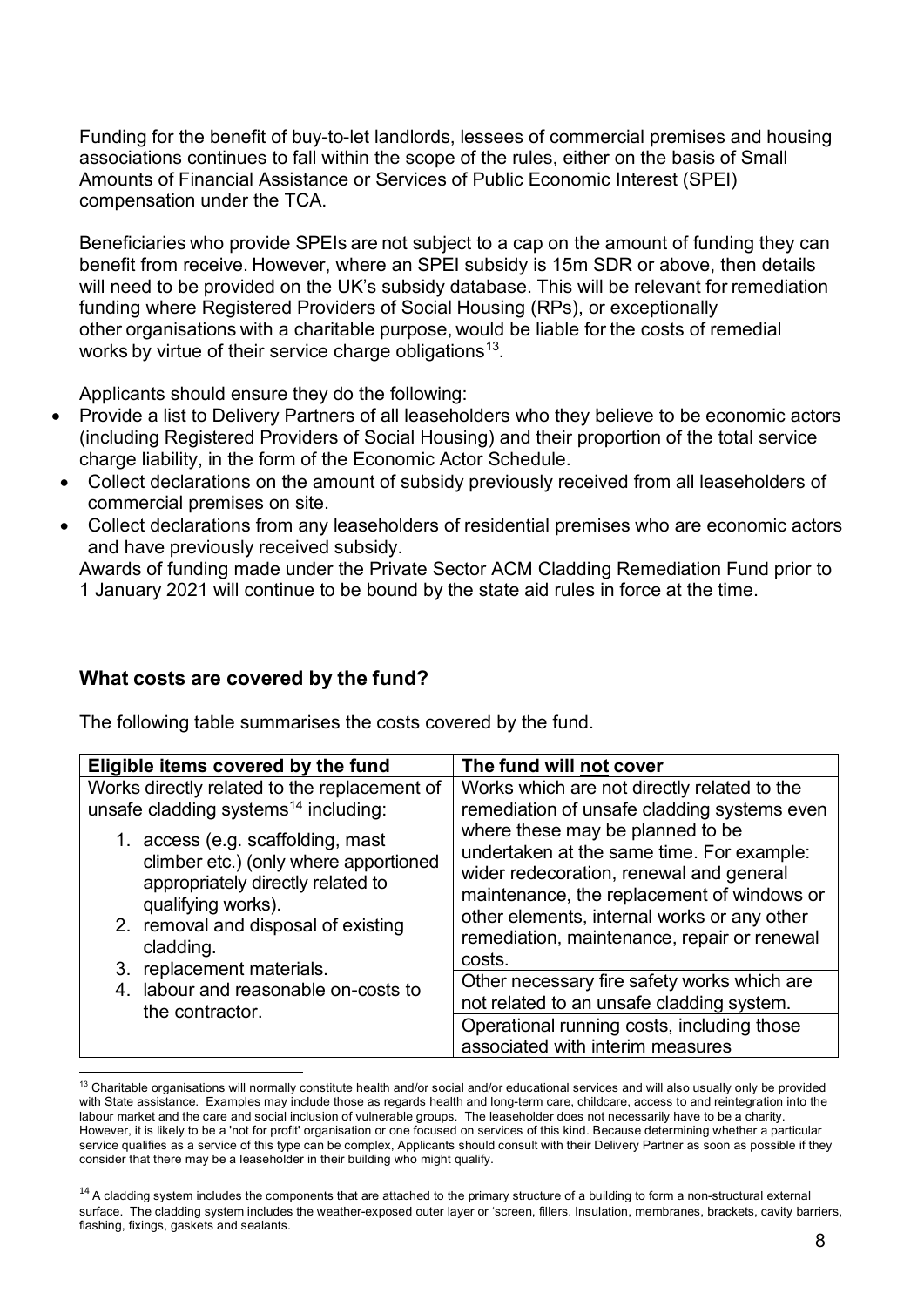Funding for the benefit of buy-to-let landlords, lessees of commercial premises and housing associations continues to fall within the scope of the rules, either on the basis of Small Amounts of Financial Assistance or Services of Public Economic Interest (SPEI) compensation under the TCA.

Beneficiaries who provide SPEIs are not subject to a cap on the amount of funding they can benefit from receive. However, where an SPEI subsidy is 15m SDR or above, then details will need to be provided on the UK's subsidy database. This will be relevant for remediation funding where Registered Providers of Social Housing (RPs), or exceptionally other organisations with a charitable purpose, would be liable for the costs of remedial works by virtue of their service charge obligations[13].

Applicants should ensure they do the following:

- Provide a list to Delivery Partners of all leaseholders who they believe to be economic actors (including Registered Providers of Social Housing) and their proportion of the total service charge liability, in the form of the Economic Actor Schedule.
- Collect declarations on the amount of subsidy previously received from all leaseholders of commercial premises on site.
- Collect declarations from any leaseholders of residential premises who are economic actors and have previously received subsidy.

Awards of funding made under the Private Sector ACM Cladding Remediation Fund prior to 1 January 2021 will continue to be bound by the state aid rules in force at the time.

## What costs are covered by the fund?

The following table summarises the costs covered by the fund.

| Eligible items covered by the fund | The fund will **not** cover |
|---|---|
| Works directly related to the replacement of unsafe cladding systems[14] including:<br>1. access (e.g. scaffolding, mast climber etc.) (only where apportioned appropriately directly related to qualifying works).<br>2. removal and disposal of existing cladding.<br>3. replacement materials.<br>4. labour and reasonable on-costs to the contractor. | Works which are not directly related to the remediation of unsafe cladding systems even where these may be planned to be undertaken at the same time. For example: wider redecoration, renewal and general maintenance, the replacement of windows or other elements, internal works or any other remediation, maintenance, repair or renewal costs. |
| | Other necessary fire safety works which are not related to an unsafe cladding system. |
| | Operational running costs, including those associated with interim measures |

[13] Charitable organisations will normally constitute health and/or social and/or educational services and will also usually only be provided with State assistance. Examples may include those as regards health and long-term care, childcare, access to and reintegration into the labour market and the care and social inclusion of vulnerable groups. The leaseholder does not necessarily have to be a charity. However, it is likely to be a 'not for profit' organisation or one focused on services of this kind. Because determining whether a particular service qualifies as a service of this type can be complex, Applicants should consult with their Delivery Partner as soon as possible if they consider that there may be a leaseholder in their building who might qualify.

[14] A cladding system includes the components that are attached to the primary structure of a building to form a non-structural external surface. The cladding system includes the weather-exposed outer layer or 'screen, fillers. Insulation, membranes, brackets, cavity barriers, flashing, fixings, gaskets and sealants.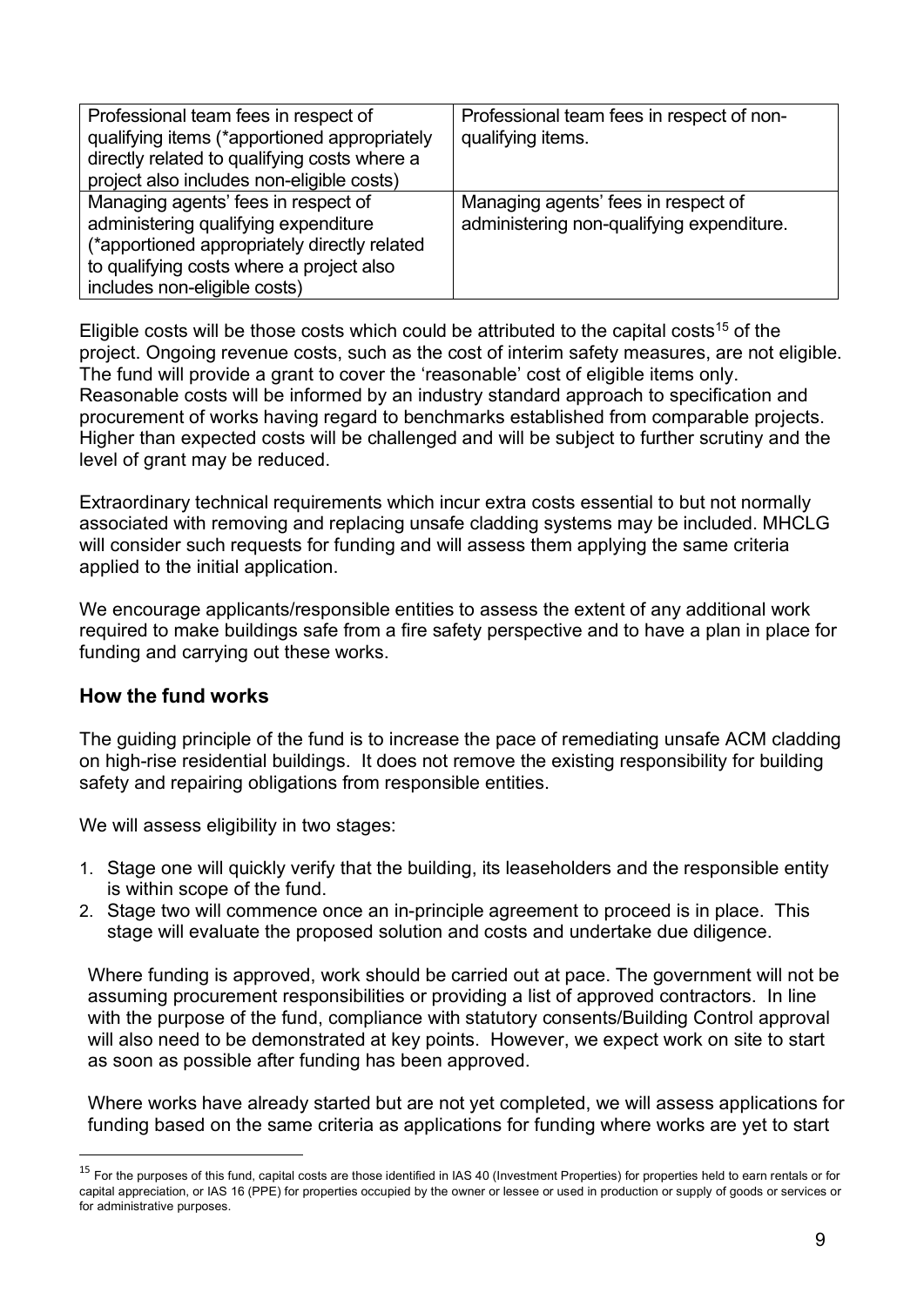| Professional team fees in respect of qualifying items (*apportioned appropriately directly related to qualifying costs where a project also includes non-eligible costs) | Professional team fees in respect of non-qualifying items. |
|---|---|
| Managing agents' fees in respect of administering qualifying expenditure (*apportioned appropriately directly related to qualifying costs where a project also includes non-eligible costs) | Managing agents' fees in respect of administering non-qualifying expenditure. |

Eligible costs will be those costs which could be attributed to the capital costs[15] of the project. Ongoing revenue costs, such as the cost of interim safety measures, are not eligible. The fund will provide a grant to cover the 'reasonable' cost of eligible items only. Reasonable costs will be informed by an industry standard approach to specification and procurement of works having regard to benchmarks established from comparable projects. Higher than expected costs will be challenged and will be subject to further scrutiny and the level of grant may be reduced.

Extraordinary technical requirements which incur extra costs essential to but not normally associated with removing and replacing unsafe cladding systems may be included. MHCLG will consider such requests for funding and will assess them applying the same criteria applied to the initial application.

We encourage applicants/responsible entities to assess the extent of any additional work required to make buildings safe from a fire safety perspective and to have a plan in place for funding and carrying out these works.

## How the fund works

The guiding principle of the fund is to increase the pace of remediating unsafe ACM cladding on high-rise residential buildings. It does not remove the existing responsibility for building safety and repairing obligations from responsible entities.

We will assess eligibility in two stages:

1. Stage one will quickly verify that the building, its leaseholders and the responsible entity is within scope of the fund.
2. Stage two will commence once an in-principle agreement to proceed is in place. This stage will evaluate the proposed solution and costs and undertake due diligence.

Where funding is approved, work should be carried out at pace. The government will not be assuming procurement responsibilities or providing a list of approved contractors. In line with the purpose of the fund, compliance with statutory consents/Building Control approval will also need to be demonstrated at key points. However, we expect work on site to start as soon as possible after funding has been approved.

Where works have already started but are not yet completed, we will assess applications for funding based on the same criteria as applications for funding where works are yet to start

[15] For the purposes of this fund, capital costs are those identified in IAS 40 (Investment Properties) for properties held to earn rentals or for capital appreciation, or IAS 16 (PPE) for properties occupied by the owner or lessee or used in production or supply of goods or services or for administrative purposes.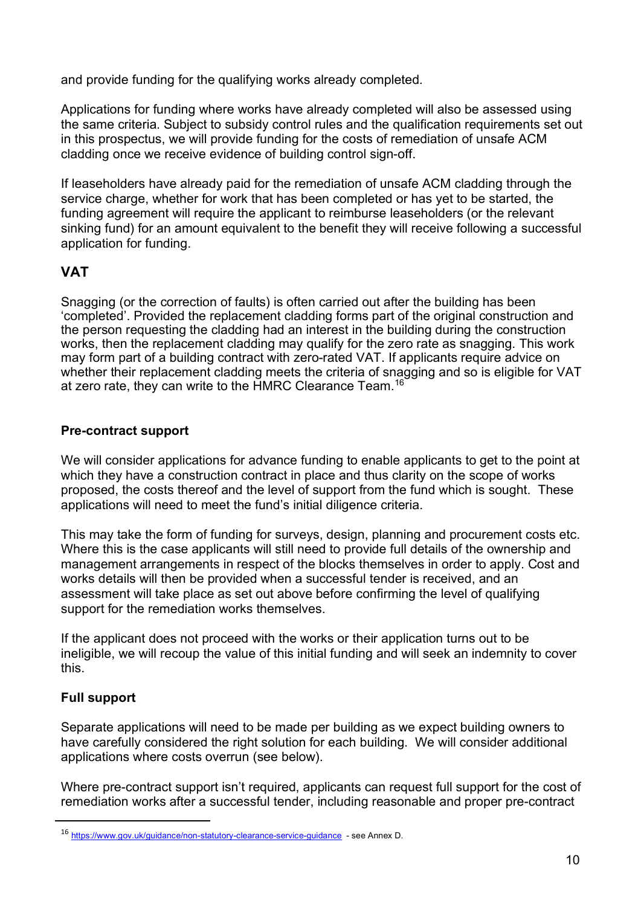and provide funding for the qualifying works already completed.

Applications for funding where works have already completed will also be assessed using the same criteria. Subject to subsidy control rules and the qualification requirements set out in this prospectus, we will provide funding for the costs of remediation of unsafe ACM cladding once we receive evidence of building control sign-off.

If leaseholders have already paid for the remediation of unsafe ACM cladding through the service charge, whether for work that has been completed or has yet to be started, the funding agreement will require the applicant to reimburse leaseholders (or the relevant sinking fund) for an amount equivalent to the benefit they will receive following a successful application for funding.

## VAT

Snagging (or the correction of faults) is often carried out after the building has been 'completed'. Provided the replacement cladding forms part of the original construction and the person requesting the cladding had an interest in the building during the construction works, then the replacement cladding may qualify for the zero rate as snagging. This work may form part of a building contract with zero-rated VAT. If applicants require advice on whether their replacement cladding meets the criteria of snagging and so is eligible for VAT at zero rate, they can write to the HMRC Clearance Team.[16]

### Pre-contract support

We will consider applications for advance funding to enable applicants to get to the point at which they have a construction contract in place and thus clarity on the scope of works proposed, the costs thereof and the level of support from the fund which is sought. These applications will need to meet the fund's initial diligence criteria.

This may take the form of funding for surveys, design, planning and procurement costs etc. Where this is the case applicants will still need to provide full details of the ownership and management arrangements in respect of the blocks themselves in order to apply. Cost and works details will then be provided when a successful tender is received, and an assessment will take place as set out above before confirming the level of qualifying support for the remediation works themselves.

If the applicant does not proceed with the works or their application turns out to be ineligible, we will recoup the value of this initial funding and will seek an indemnity to cover this.

### Full support

Separate applications will need to be made per building as we expect building owners to have carefully considered the right solution for each building. We will consider additional applications where costs overrun (see below).

Where pre-contract support isn't required, applicants can request full support for the cost of remediation works after a successful tender, including reasonable and proper pre-contract

---

[16] https://www.gov.uk/guidance/non-statutory-clearance-service-guidance - see Annex D.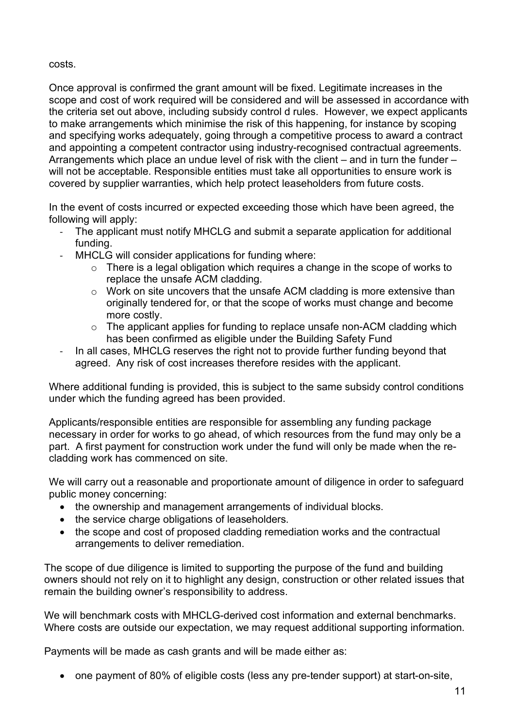costs.

Once approval is confirmed the grant amount will be fixed. Legitimate increases in the scope and cost of work required will be considered and will be assessed in accordance with the criteria set out above, including subsidy control d rules. However, we expect applicants to make arrangements which minimise the risk of this happening, for instance by scoping and specifying works adequately, going through a competitive process to award a contract and appointing a competent contractor using industry-recognised contractual agreements. Arrangements which place an undue level of risk with the client – and in turn the funder – will not be acceptable. Responsible entities must take all opportunities to ensure work is covered by supplier warranties, which help protect leaseholders from future costs.

In the event of costs incurred or expected exceeding those which have been agreed, the following will apply:

- The applicant must notify MHCLG and submit a separate application for additional funding.
- MHCLG will consider applications for funding where:
  - There is a legal obligation which requires a change in the scope of works to replace the unsafe ACM cladding.
  - Work on site uncovers that the unsafe ACM cladding is more extensive than originally tendered for, or that the scope of works must change and become more costly.
  - The applicant applies for funding to replace unsafe non-ACM cladding which has been confirmed as eligible under the Building Safety Fund
- In all cases, MHCLG reserves the right not to provide further funding beyond that agreed. Any risk of cost increases therefore resides with the applicant.

Where additional funding is provided, this is subject to the same subsidy control conditions under which the funding agreed has been provided.

Applicants/responsible entities are responsible for assembling any funding package necessary in order for works to go ahead, of which resources from the fund may only be a part. A first payment for construction work under the fund will only be made when the re-cladding work has commenced on site.

We will carry out a reasonable and proportionate amount of diligence in order to safeguard public money concerning:

- the ownership and management arrangements of individual blocks.
- the service charge obligations of leaseholders.
- the scope and cost of proposed cladding remediation works and the contractual arrangements to deliver remediation.

The scope of due diligence is limited to supporting the purpose of the fund and building owners should not rely on it to highlight any design, construction or other related issues that remain the building owner's responsibility to address.

We will benchmark costs with MHCLG-derived cost information and external benchmarks. Where costs are outside our expectation, we may request additional supporting information.

Payments will be made as cash grants and will be made either as:

- one payment of 80% of eligible costs (less any pre-tender support) at start-on-site,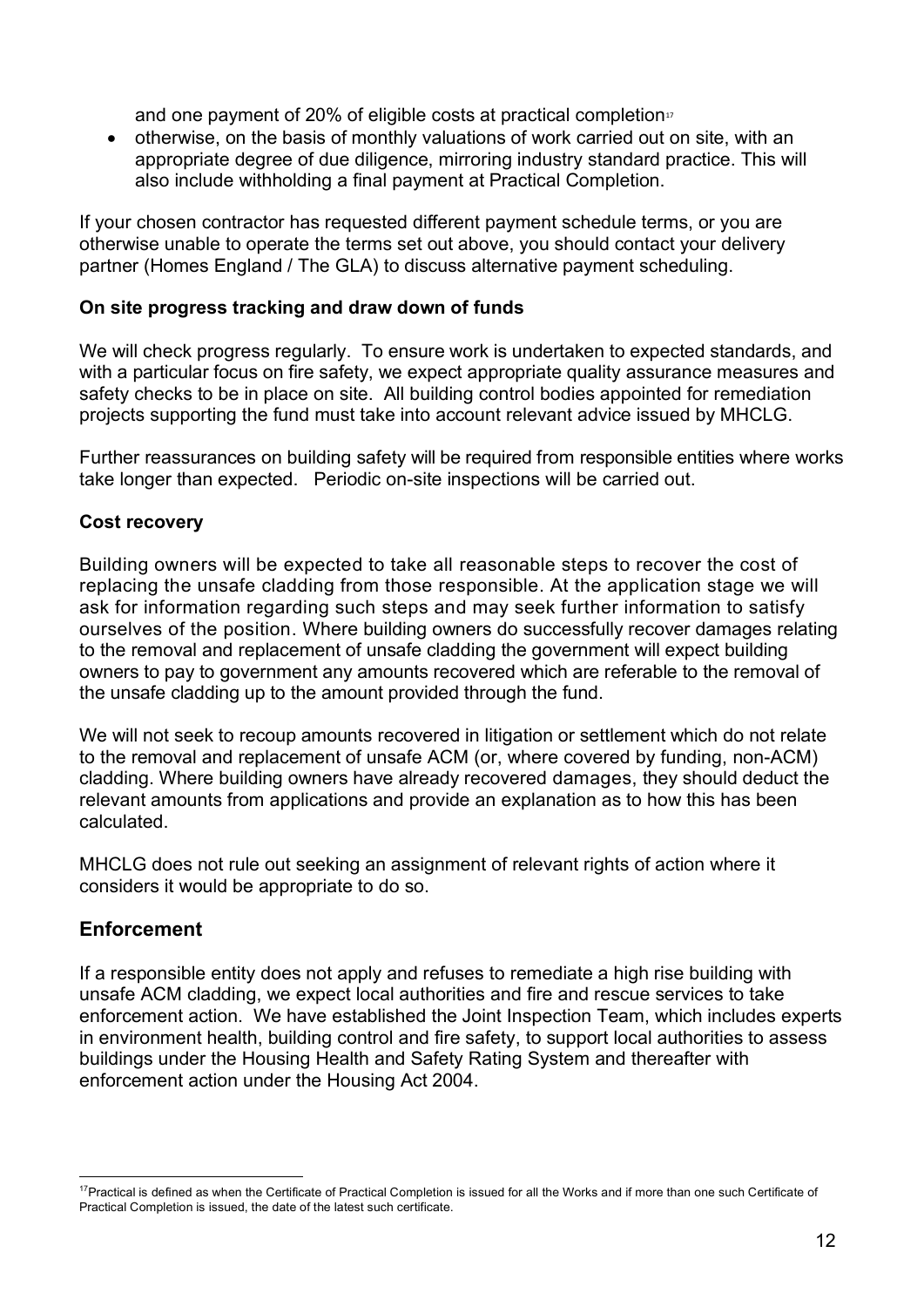and one payment of 20% of eligible costs at practical completion[17]

- otherwise, on the basis of monthly valuations of work carried out on site, with an appropriate degree of due diligence, mirroring industry standard practice. This will also include withholding a final payment at Practical Completion.

If your chosen contractor has requested different payment schedule terms, or you are otherwise unable to operate the terms set out above, you should contact your delivery partner (Homes England / The GLA) to discuss alternative payment scheduling.

**On site progress tracking and draw down of funds**

We will check progress regularly. To ensure work is undertaken to expected standards, and with a particular focus on fire safety, we expect appropriate quality assurance measures and safety checks to be in place on site. All building control bodies appointed for remediation projects supporting the fund must take into account relevant advice issued by MHCLG.

Further reassurances on building safety will be required from responsible entities where works take longer than expected. Periodic on-site inspections will be carried out.

**Cost recovery**

Building owners will be expected to take all reasonable steps to recover the cost of replacing the unsafe cladding from those responsible. At the application stage we will ask for information regarding such steps and may seek further information to satisfy ourselves of the position. Where building owners do successfully recover damages relating to the removal and replacement of unsafe cladding the government will expect building owners to pay to government any amounts recovered which are referable to the removal of the unsafe cladding up to the amount provided through the fund.

We will not seek to recoup amounts recovered in litigation or settlement which do not relate to the removal and replacement of unsafe ACM (or, where covered by funding, non-ACM) cladding. Where building owners have already recovered damages, they should deduct the relevant amounts from applications and provide an explanation as to how this has been calculated.

MHCLG does not rule out seeking an assignment of relevant rights of action where it considers it would be appropriate to do so.

## Enforcement

If a responsible entity does not apply and refuses to remediate a high rise building with unsafe ACM cladding, we expect local authorities and fire and rescue services to take enforcement action. We have established the Joint Inspection Team, which includes experts in environment health, building control and fire safety, to support local authorities to assess buildings under the Housing Health and Safety Rating System and thereafter with enforcement action under the Housing Act 2004.

---

[17] Practical is defined as when the Certificate of Practical Completion is issued for all the Works and if more than one such Certificate of Practical Completion is issued, the date of the latest such certificate.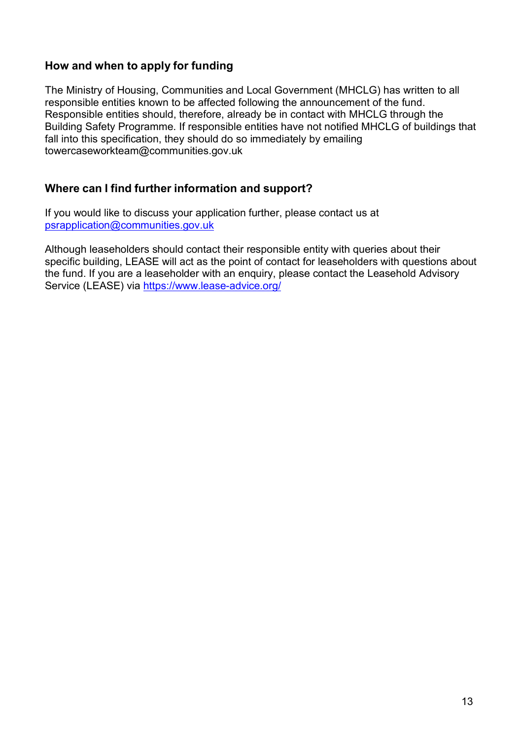### How and when to apply for funding

The Ministry of Housing, Communities and Local Government (MHCLG) has written to all responsible entities known to be affected following the announcement of the fund. Responsible entities should, therefore, already be in contact with MHCLG through the Building Safety Programme. If responsible entities have not notified MHCLG of buildings that fall into this specification, they should do so immediately by emailing towercaseworkteam@communities.gov.uk

### Where can I find further information and support?

If you would like to discuss your application further, please contact us at [psrapplication@communities.gov.uk](mailto:psrapplication@communities.gov.uk)

Although leaseholders should contact their responsible entity with queries about their specific building, LEASE will act as the point of contact for leaseholders with questions about the fund. If you are a leaseholder with an enquiry, please contact the Leasehold Advisory Service (LEASE) via [https://www.lease-advice.org/](https://www.lease-advice.org/)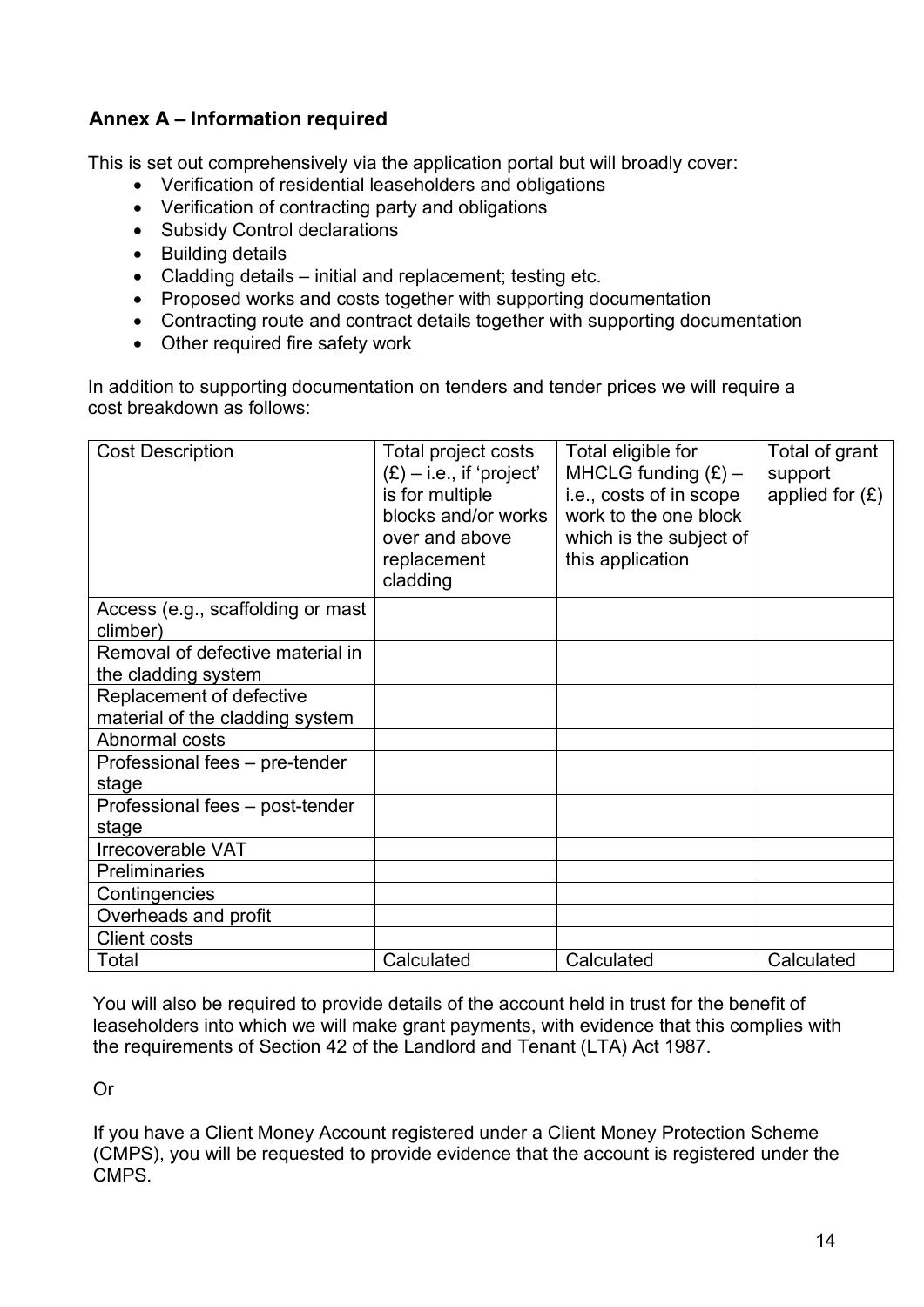## Annex A – Information required

This is set out comprehensively via the application portal but will broadly cover:

- Verification of residential leaseholders and obligations
- Verification of contracting party and obligations
- Subsidy Control declarations
- Building details
- Cladding details – initial and replacement; testing etc.
- Proposed works and costs together with supporting documentation
- Contracting route and contract details together with supporting documentation
- Other required fire safety work

In addition to supporting documentation on tenders and tender prices we will require a cost breakdown as follows:

| Cost Description | Total project costs (£) – i.e., if 'project' is for multiple blocks and/or works over and above replacement cladding | Total eligible for MHCLG funding (£) – i.e., costs of in scope work to the one block which is the subject of this application | Total of grant support applied for (£) |
|---|---|---|---|
| Access (e.g., scaffolding or mast climber) | | | |
| Removal of defective material in the cladding system | | | |
| Replacement of defective material of the cladding system | | | |
| Abnormal costs | | | |
| Professional fees – pre-tender stage | | | |
| Professional fees – post-tender stage | | | |
| Irrecoverable VAT | | | |
| Preliminaries | | | |
| Contingencies | | | |
| Overheads and profit | | | |
| Client costs | | | |
| Total | Calculated | Calculated | Calculated |

You will also be required to provide details of the account held in trust for the benefit of leaseholders into which we will make grant payments, with evidence that this complies with the requirements of Section 42 of the Landlord and Tenant (LTA) Act 1987.

Or

If you have a Client Money Account registered under a Client Money Protection Scheme (CMPS), you will be requested to provide evidence that the account is registered under the CMPS.